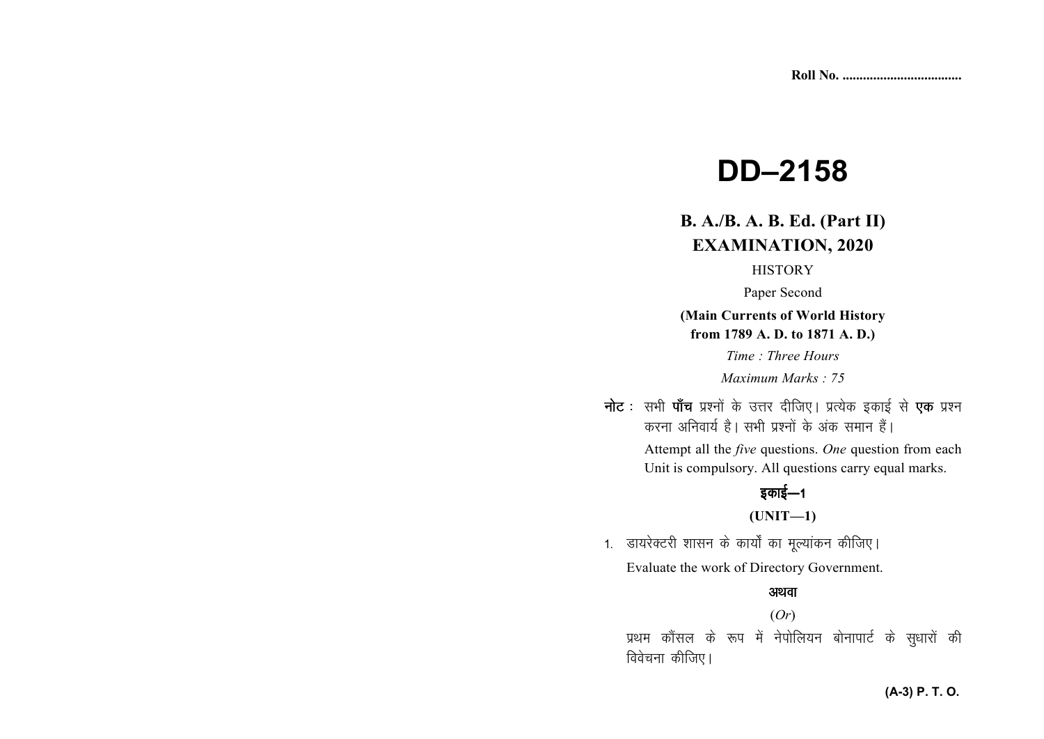Roll No. ..................................

# DD–2158

## B. A./B. A. B. Ed. (Part II) EXAMINATION, 2020

HISTORY

Paper Second

**(Main Currents of World History from 1789 A. D. to 1871 A. D.)**

*Time : Three Hours*

*Maximum Marks : 75*

**नोट :** सभी **पाँच** प्रश्नों के उत्तर दीजिए। प्रत्येक इकाई से **एक** प्रश्न करना अनिवार्य है। सभी प्रश्नों के अंक समान हैं।

Attempt all the *five* questions. *One* question from each Unit is compulsory. All questions carry equal marks.

### इकाई—1

### (UNIT—1)

1. डायरेक्टरी शासन के कार्यों का मूल्यांकन कीजिए।

   Evaluate the work of Directory Government.

   **अथवा**

   (*Or*)

   प्रथम कौंसल के रूप में नेपोलियन बोनापार्ट के सुधारों की विवेचना कीजिए।

(A-3) P. T. O.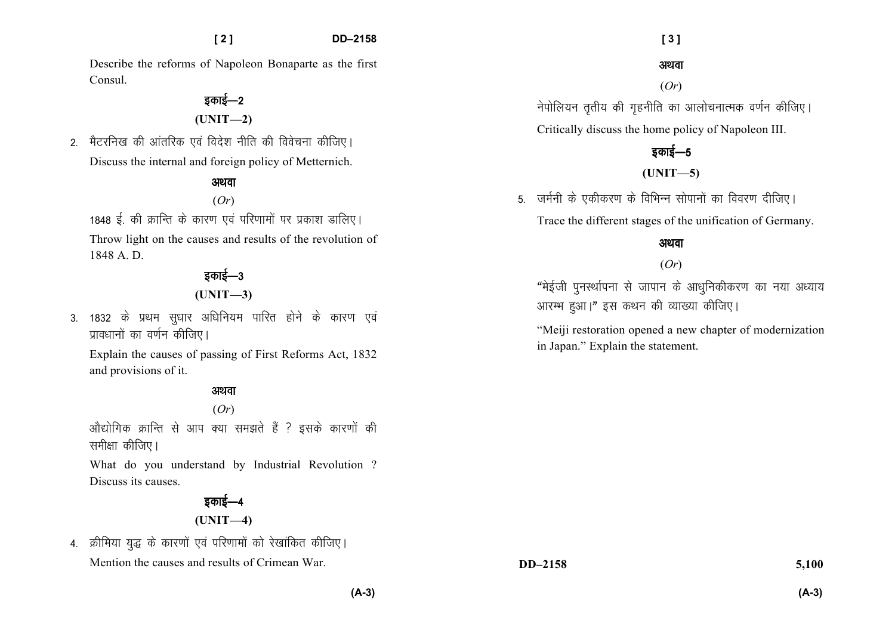Describe the reforms of Napoleon Bonaparte as the first Consul.

## इकाई—2

## (UNIT—2)

2. मैटरनिख की आंतरिक एवं विदेश नीति की विवेचना कीजिए।

   Discuss the internal and foreign policy of Metternich.

   **अथवा**

   (*Or*)

   1848 ई. की क्रान्ति के कारण एवं परिणामों पर प्रकाश डालिए।

   Throw light on the causes and results of the revolution of 1848 A. D.

## इकाई—3

## (UNIT—3)

3. 1832 के प्रथम सुधार अधिनियम पारित होने के कारण एवं प्रावधानों का वर्णन कीजिए।

   Explain the causes of passing of First Reforms Act, 1832 and provisions of it.

   **अथवा**

   (*Or*)

   औद्योगिक क्रान्ति से आप क्या समझते हैं ? इसके कारणों की समीक्षा कीजिए।

   What do you understand by Industrial Revolution ? Discuss its causes.

## इकाई—4

## (UNIT—4)

4. क्रीमिया युद्ध के कारणों एवं परिणामों को रेखांकित कीजिए।

   Mention the causes and results of Crimean War.

   **अथवा**

   (*Or*)

   नेपोलियन तृतीय की गृहनीति का आलोचनात्मक वर्णन कीजिए।

   Critically discuss the home policy of Napoleon III.

## इकाई—5

## (UNIT—5)

5. जर्मनी के एकीकरण के विभिन्न सोपानों का विवरण दीजिए।

   Trace the different stages of the unification of Germany.

   **अथवा**

   (*Or*)

   "मेईजी पुनर्स्थापना से जापान के आधुनिकीकरण का नया अध्याय आरम्भ हुआ।" इस कथन की व्याख्या कीजिए।

   "Meiji restoration opened a new chapter of modernization in Japan." Explain the statement.

DD–2158 5,100